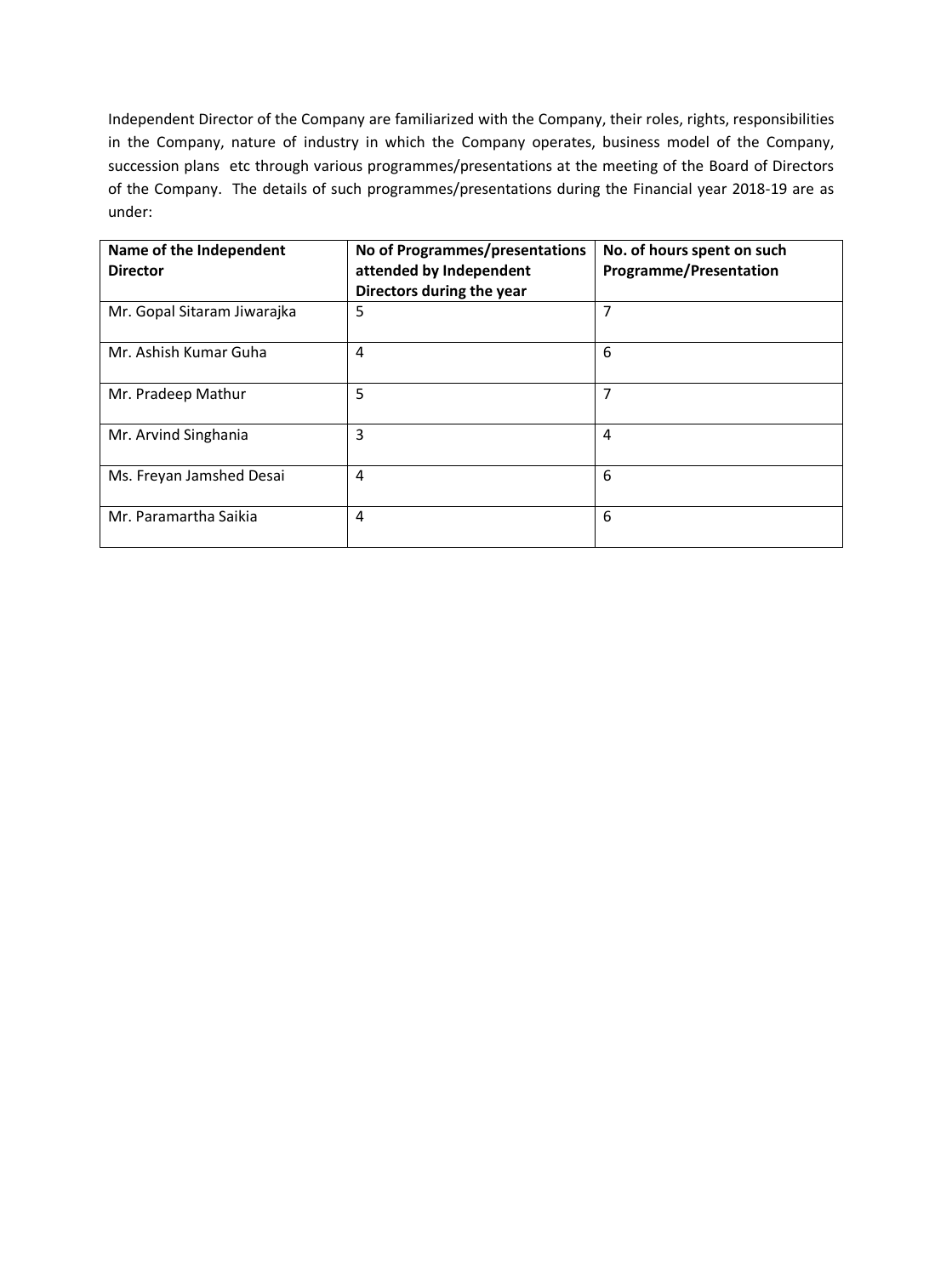Independent Director of the Company are familiarized with the Company, their roles, rights, responsibilities in the Company, nature of industry in which the Company operates, business model of the Company, succession plans etc through various programmes/presentations at the meeting of the Board of Directors of the Company. The details of such programmes/presentations during the Financial year 2018-19 are as under:

| **Name of the Independent Director** | **No of Programmes/presentations attended by Independent Directors during the year** | **No. of hours spent on such Programme/Presentation** |
|---|---|---|
| Mr. Gopal Sitaram Jiwarajka | 5 | 7 |
| Mr. Ashish Kumar Guha | 4 | 6 |
| Mr. Pradeep Mathur | 5 | 7 |
| Mr. Arvind Singhania | 3 | 4 |
| Ms. Freyan Jamshed Desai | 4 | 6 |
| Mr. Paramartha Saikia | 4 | 6 |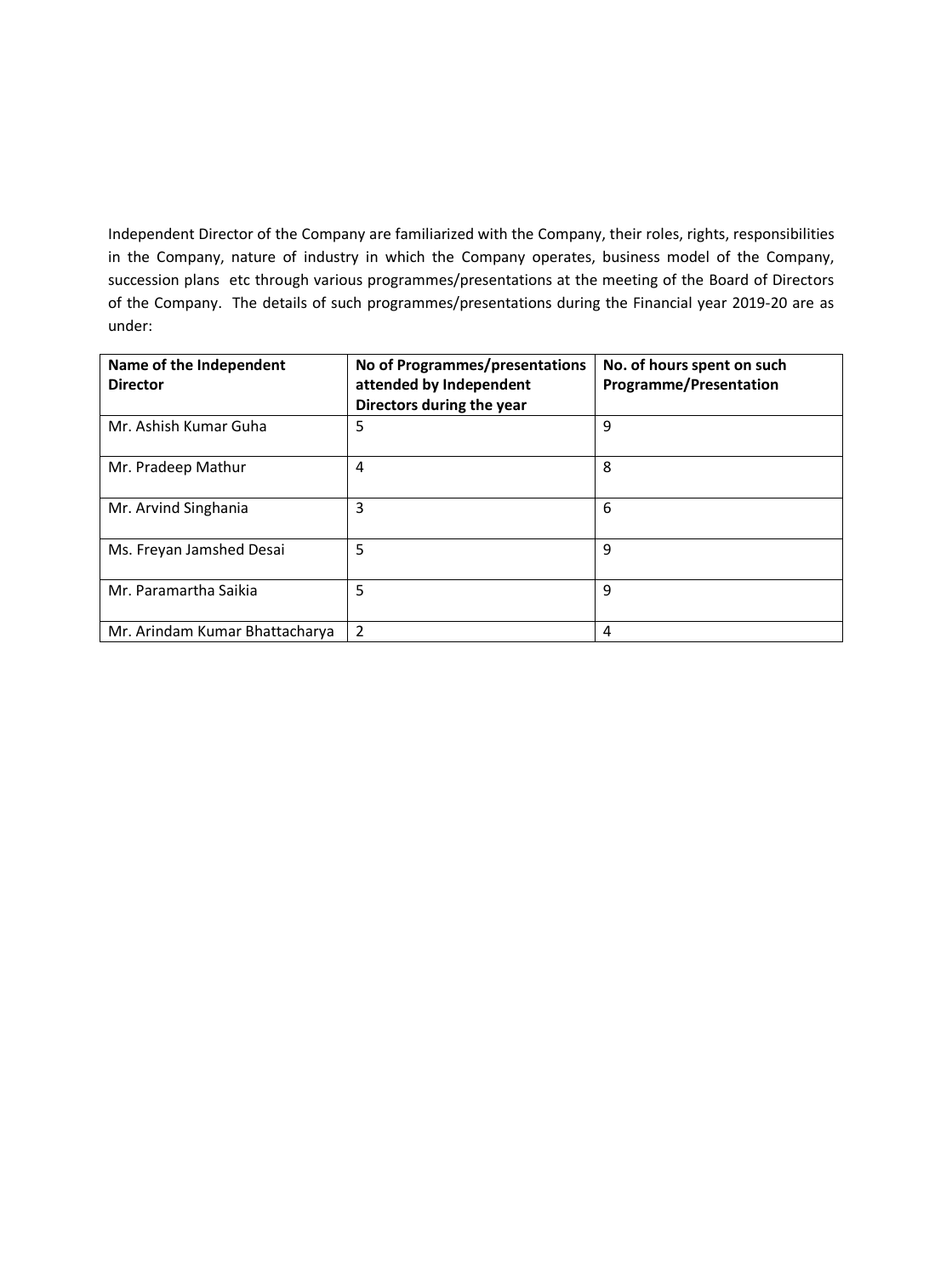Independent Director of the Company are familiarized with the Company, their roles, rights, responsibilities in the Company, nature of industry in which the Company operates, business model of the Company, succession plans etc through various programmes/presentations at the meeting of the Board of Directors of the Company. The details of such programmes/presentations during the Financial year 2019-20 are as under:

| Name of the Independent Director | No of Programmes/presentations attended by Independent Directors during the year | No. of hours spent on such Programme/Presentation |
|---|---|---|
| Mr. Ashish Kumar Guha | 5 | 9 |
| Mr. Pradeep Mathur | 4 | 8 |
| Mr. Arvind Singhania | 3 | 6 |
| Ms. Freyan Jamshed Desai | 5 | 9 |
| Mr. Paramartha Saikia | 5 | 9 |
| Mr. Arindam Kumar Bhattacharya | 2 | 4 |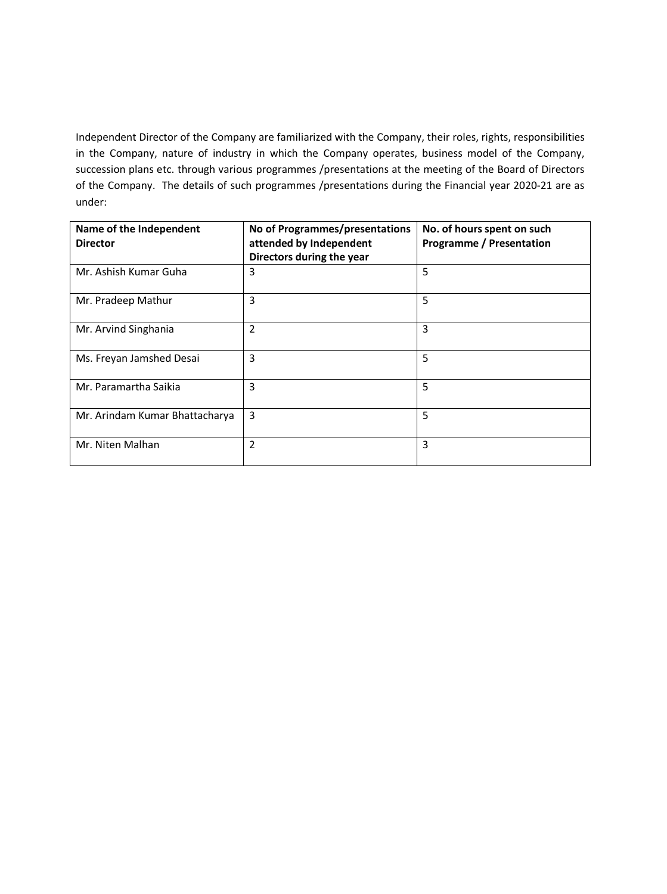Independent Director of the Company are familiarized with the Company, their roles, rights, responsibilities in the Company, nature of industry in which the Company operates, business model of the Company, succession plans etc. through various programmes /presentations at the meeting of the Board of Directors of the Company. The details of such programmes /presentations during the Financial year 2020-21 are as under:

| Name of the Independent Director | No of Programmes/presentations attended by Independent Directors during the year | No. of hours spent on such Programme / Presentation |
|---|---|---|
| Mr. Ashish Kumar Guha | 3 | 5 |
| Mr. Pradeep Mathur | 3 | 5 |
| Mr. Arvind Singhania | 2 | 3 |
| Ms. Freyan Jamshed Desai | 3 | 5 |
| Mr. Paramartha Saikia | 3 | 5 |
| Mr. Arindam Kumar Bhattacharya | 3 | 5 |
| Mr. Niten Malhan | 2 | 3 |